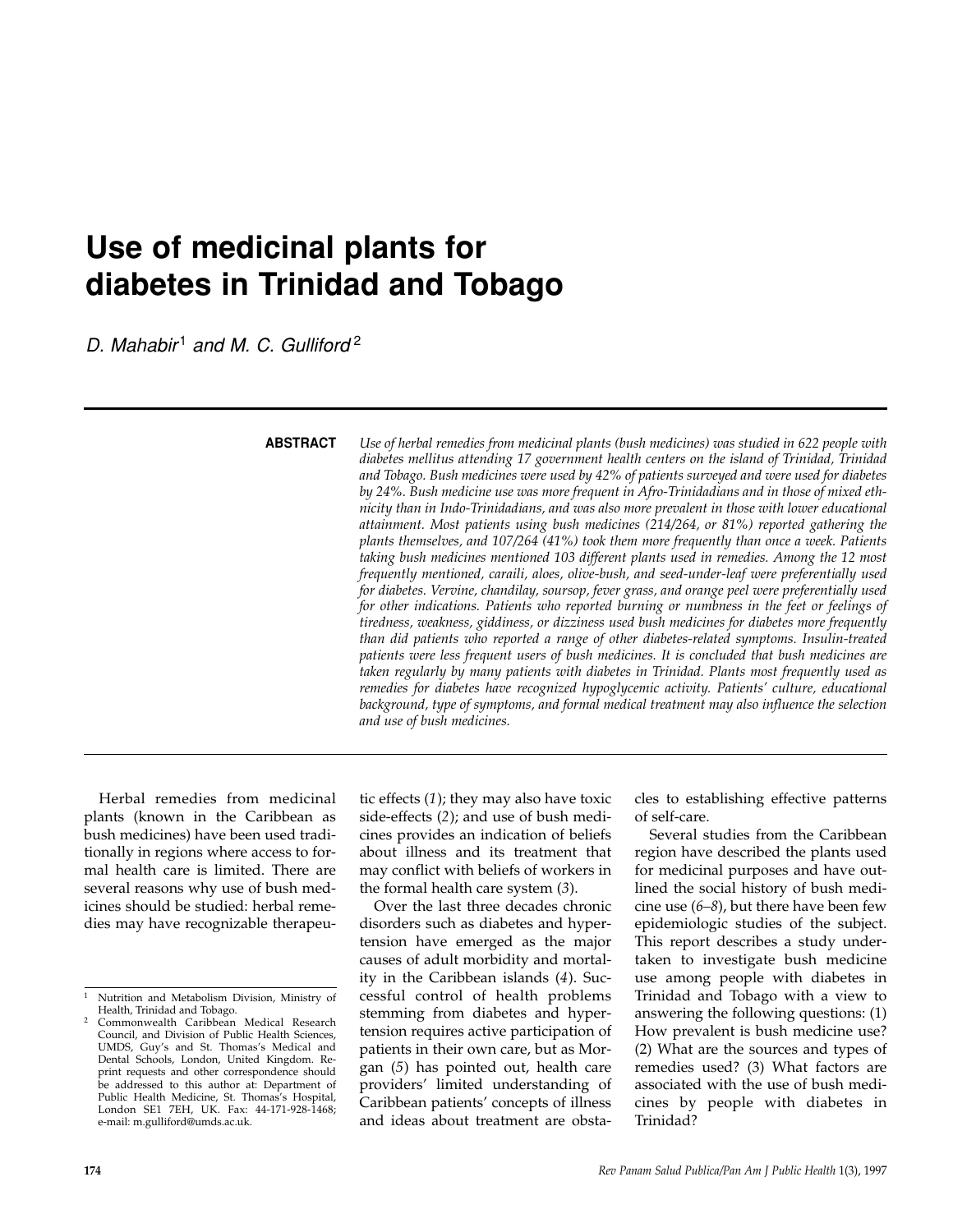# Use of medicinal plants for diabetes in Trinidad and Tobago

*D. Mahabir*[1] *and M. C. Gulliford*[2]

**ABSTRACT**

*Use of herbal remedies from medicinal plants (bush medicines) was studied in 622 people with diabetes mellitus attending 17 government health centers on the island of Trinidad, Trinidad and Tobago. Bush medicines were used by 42% of patients surveyed and were used for diabetes by 24%. Bush medicine use was more frequent in Afro-Trinidadians and in those of mixed ethnicity than in Indo-Trinidadians, and was also more prevalent in those with lower educational attainment. Most patients using bush medicines (214/264, or 81%) reported gathering the plants themselves, and 107/264 (41%) took them more frequently than once a week. Patients taking bush medicines mentioned 103 different plants used in remedies. Among the 12 most frequently mentioned, caraili, aloes, olive-bush, and seed-under-leaf were preferentially used for diabetes. Vervine, chandilay, soursop, fever grass, and orange peel were preferentially used for other indications. Patients who reported burning or numbness in the feet or feelings of tiredness, weakness, giddiness, or dizziness used bush medicines for diabetes more frequently than did patients who reported a range of other diabetes-related symptoms. Insulin-treated patients were less frequent users of bush medicines. It is concluded that bush medicines are taken regularly by many patients with diabetes in Trinidad. Plants most frequently used as remedies for diabetes have recognized hypoglycemic activity. Patients' culture, educational background, type of symptoms, and formal medical treatment may also influence the selection and use of bush medicines.*

---

Herbal remedies from medicinal plants (known in the Caribbean as bush medicines) have been used traditionally in regions where access to formal health care is limited. There are several reasons why use of bush medicines should be studied: herbal remedies may have recognizable therapeutic effects (*1*); they may also have toxic side-effects (*2*); and use of bush medicines provides an indication of beliefs about illness and its treatment that may conflict with beliefs of workers in the formal health care system (*3*).

Over the last three decades chronic disorders such as diabetes and hypertension have emerged as the major causes of adult morbidity and mortality in the Caribbean islands (*4*). Successful control of health problems stemming from diabetes and hypertension requires active participation of patients in their own care, but as Morgan (*5*) has pointed out, health care providers' limited understanding of Caribbean patients' concepts of illness and ideas about treatment are obstacles to establishing effective patterns of self-care.

Several studies from the Caribbean region have described the plants used for medicinal purposes and have outlined the social history of bush medicine use (*6–8*), but there have been few epidemiologic studies of the subject. This report describes a study undertaken to investigate bush medicine use among people with diabetes in Trinidad and Tobago with a view to answering the following questions: (1) How prevalent is bush medicine use? (2) What are the sources and types of remedies used? (3) What factors are associated with the use of bush medicines by people with diabetes in Trinidad?

---

[1] Nutrition and Metabolism Division, Ministry of Health, Trinidad and Tobago.

[2] Commonwealth Caribbean Medical Research Council, and Division of Public Health Sciences, UMDS, Guy's and St. Thomas's Medical and Dental Schools, London, United Kingdom. Reprint requests and other correspondence should be addressed to this author at: Department of Public Health Medicine, St. Thomas's Hospital, London SE1 7EH, UK. Fax: 44-171-928-1468; e-mail: m.gulliford@umds.ac.uk.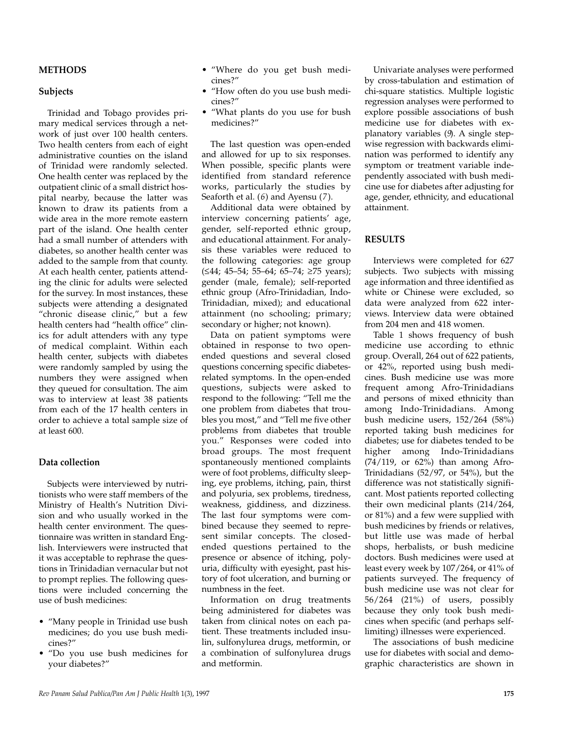## METHODS

### Subjects

Trinidad and Tobago provides primary medical services through a network of just over 100 health centers. Two health centers from each of eight administrative counties on the island of Trinidad were randomly selected. One health center was replaced by the outpatient clinic of a small district hospital nearby, because the latter was known to draw its patients from a wide area in the more remote eastern part of the island. One health center had a small number of attenders with diabetes, so another health center was added to the sample from that county. At each health center, patients attending the clinic for adults were selected for the survey. In most instances, these subjects were attending a designated "chronic disease clinic," but a few health centers had "health office" clinics for adult attenders with any type of medical complaint. Within each health center, subjects with diabetes were randomly sampled by using the numbers they were assigned when they queued for consultation. The aim was to interview at least 38 patients from each of the 17 health centers in order to achieve a total sample size of at least 600.

### Data collection

Subjects were interviewed by nutritionists who were staff members of the Ministry of Health's Nutrition Division and who usually worked in the health center environment. The questionnaire was written in standard English. Interviewers were instructed that it was acceptable to rephrase the questions in Trinidadian vernacular but not to prompt replies. The following questions were included concerning the use of bush medicines:

- "Many people in Trinidad use bush medicines; do you use bush medicines?"
- "Do you use bush medicines for your diabetes?"
- "Where do you get bush medicines?"
- "How often do you use bush medicines?"
- "What plants do you use for bush medicines?"

The last question was open-ended and allowed for up to six responses. When possible, specific plants were identified from standard reference works, particularly the studies by Seaforth et al. (*6*) and Ayensu (*7*).

Additional data were obtained by interview concerning patients' age, gender, self-reported ethnic group, and educational attainment. For analysis these variables were reduced to the following categories: age group (≤44; 45–54; 55–64; 65–74; ≥75 years); gender (male, female); self-reported ethnic group (Afro-Trinidadian, Indo-Trinidadian, mixed); and educational attainment (no schooling; primary; secondary or higher; not known).

Data on patient symptoms were obtained in response to two open-ended questions and several closed questions concerning specific diabetes-related symptoms. In the open-ended questions, subjects were asked to respond to the following: "Tell me the one problem from diabetes that troubles you most," and "Tell me five other problems from diabetes that trouble you." Responses were coded into broad groups. The most frequent spontaneously mentioned complaints were of foot problems, difficulty sleeping, eye problems, itching, pain, thirst and polyuria, sex problems, tiredness, weakness, giddiness, and dizziness. The last four symptoms were combined because they seemed to represent similar concepts. The closed-ended questions pertained to the presence or absence of itching, polyuria, difficulty with eyesight, past history of foot ulceration, and burning or numbness in the feet.

Information on drug treatments being administered for diabetes was taken from clinical notes on each patient. These treatments included insulin, sulfonylurea drugs, metformin, or a combination of sulfonylurea drugs and metformin.

Univariate analyses were performed by cross-tabulation and estimation of chi-square statistics. Multiple logistic regression analyses were performed to explore possible associations of bush medicine use for diabetes with explanatory variables (*9*). A single stepwise regression with backwards elimination was performed to identify any symptom or treatment variable independently associated with bush medicine use for diabetes after adjusting for age, gender, ethnicity, and educational attainment.

## RESULTS

Interviews were completed for 627 subjects. Two subjects with missing age information and three identified as white or Chinese were excluded, so data were analyzed from 622 interviews. Interview data were obtained from 204 men and 418 women.

Table 1 shows frequency of bush medicine use according to ethnic group. Overall, 264 out of 622 patients, or 42%, reported using bush medicines. Bush medicine use was more frequent among Afro-Trinidadians and persons of mixed ethnicity than among Indo-Trinidadians. Among bush medicine users, 152/264 (58%) reported taking bush medicines for diabetes; use for diabetes tended to be higher among Indo-Trinidadians (74/119, or 62%) than among Afro-Trinidadians (52/97, or 54%), but the difference was not statistically significant. Most patients reported collecting their own medicinal plants (214/264, or 81%) and a few were supplied with bush medicines by friends or relatives, but little use was made of herbal shops, herbalists, or bush medicine doctors. Bush medicines were used at least every week by 107/264, or 41% of patients surveyed. The frequency of bush medicine use was not clear for 56/264 (21%) of users, possibly because they only took bush medicines when specific (and perhaps self-limiting) illnesses were experienced.

The associations of bush medicine use for diabetes with social and demographic characteristics are shown in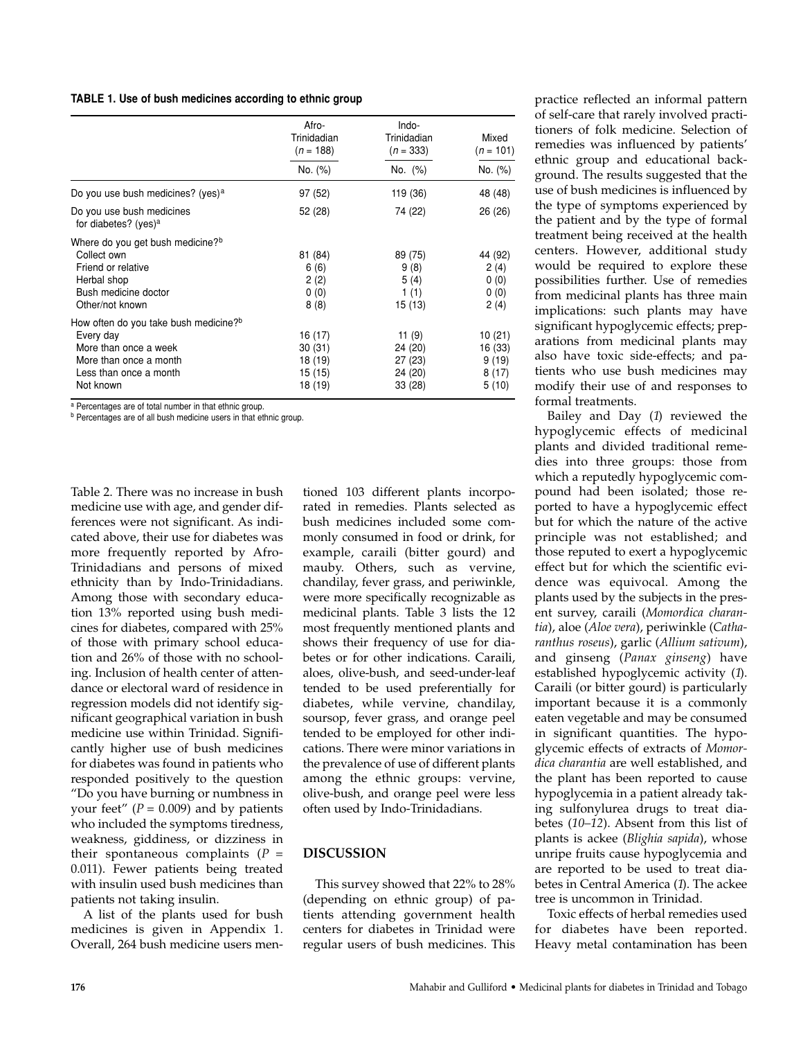**TABLE 1. Use of bush medicines according to ethnic group**

| | Afro-Trinidadian ($n$ = 188) | Indo-Trinidadian ($n$ = 333) | Mixed ($n$ = 101) |
|---|---|---|---|
| | No. (%) | No. (%) | No. (%) |
| Do you use bush medicines? (yes)[a] | 97 (52) | 119 (36) | 48 (48) |
| Do you use bush medicines for diabetes? (yes)[a] | 52 (28) | 74 (22) | 26 (26) |
| Where do you get bush medicine?[b] | | | |
| Collect own | 81 (84) | 89 (75) | 44 (92) |
| Friend or relative | 6 (6) | 9 (8) | 2 (4) |
| Herbal shop | 2 (2) | 5 (4) | 0 (0) |
| Bush medicine doctor | 0 (0) | 1 (1) | 0 (0) |
| Other/not known | 8 (8) | 15 (13) | 2 (4) |
| How often do you take bush medicine?[b] | | | |
| Every day | 16 (17) | 11 (9) | 10 (21) |
| More than once a week | 30 (31) | 24 (20) | 16 (33) |
| More than once a month | 18 (19) | 27 (23) | 9 (19) |
| Less than once a month | 15 (15) | 24 (20) | 8 (17) |
| Not known | 18 (19) | 33 (28) | 5 (10) |

[a] Percentages are of total number in that ethnic group.
[b] Percentages are of all bush medicine users in that ethnic group.

Table 2. There was no increase in bush medicine use with age, and gender differences were not significant. As indicated above, their use for diabetes was more frequently reported by Afro-Trinidadians and persons of mixed ethnicity than by Indo-Trinidadians. Among those with secondary education 13% reported using bush medicines for diabetes, compared with 25% of those with primary school education and 26% of those with no schooling. Inclusion of health center of attendance or electoral ward of residence in regression models did not identify significant geographical variation in bush medicine use within Trinidad. Significantly higher use of bush medicines for diabetes was found in patients who responded positively to the question "Do you have burning or numbness in your feet" ($P$ = 0.009) and by patients who included the symptoms tiredness, weakness, giddiness, or dizziness in their spontaneous complaints ($P$ = 0.011). Fewer patients being treated with insulin used bush medicines than patients not taking insulin.

A list of the plants used for bush medicines is given in Appendix 1. Overall, 264 bush medicine users mentioned 103 different plants incorporated in remedies. Plants selected as bush medicines included some commonly consumed in food or drink, for example, caraili (bitter gourd) and mauby. Others, such as vervine, chandilay, fever grass, and periwinkle, were more specifically recognizable as medicinal plants. Table 3 lists the 12 most frequently mentioned plants and shows their frequency of use for diabetes or for other indications. Caraili, aloes, olive-bush, and seed-under-leaf tended to be used preferentially for diabetes, while vervine, chandilay, soursop, fever grass, and orange peel tended to be employed for other indications. There were minor variations in the prevalence of use of different plants among the ethnic groups: vervine, olive-bush, and orange peel were less often used by Indo-Trinidadians.

## DISCUSSION

This survey showed that 22% to 28% (depending on ethnic group) of patients attending government health centers for diabetes in Trinidad were regular users of bush medicines. This practice reflected an informal pattern of self-care that rarely involved practitioners of folk medicine. Selection of remedies was influenced by patients' ethnic group and educational background. The results suggested that the use of bush medicines is influenced by the type of symptoms experienced by the patient and by the type of formal treatment being received at the health centers. However, additional study would be required to explore these possibilities further. Use of remedies from medicinal plants has three main implications: such plants may have significant hypoglycemic effects; preparations from medicinal plants may also have toxic side-effects; and patients who use bush medicines may modify their use of and responses to formal treatments.

Bailey and Day (*1*) reviewed the hypoglycemic effects of medicinal plants and divided traditional remedies into three groups: those from which a reputedly hypoglycemic compound had been isolated; those reported to have a hypoglycemic effect but for which the nature of the active principle was not established; and those reputed to exert a hypoglycemic effect but for which the scientific evidence was equivocal. Among the plants used by the subjects in the present survey, caraili (*Momordica charantia*), aloe (*Aloe vera*), periwinkle (*Catharanthus roseus*), garlic (*Allium sativum*), and ginseng (*Panax ginseng*) have established hypoglycemic activity (*1*). Caraili (or bitter gourd) is particularly important because it is a commonly eaten vegetable and may be consumed in significant quantities. The hypoglycemic effects of extracts of *Momordica charantia* are well established, and the plant has been reported to cause hypoglycemia in a patient already taking sulfonylurea drugs to treat diabetes (*10–12*). Absent from this list of plants is ackee (*Blighia sapida*), whose unripe fruits cause hypoglycemia and are reported to be used to treat diabetes in Central America (*1*). The ackee tree is uncommon in Trinidad.

Toxic effects of herbal remedies used for diabetes have been reported. Heavy metal contamination has been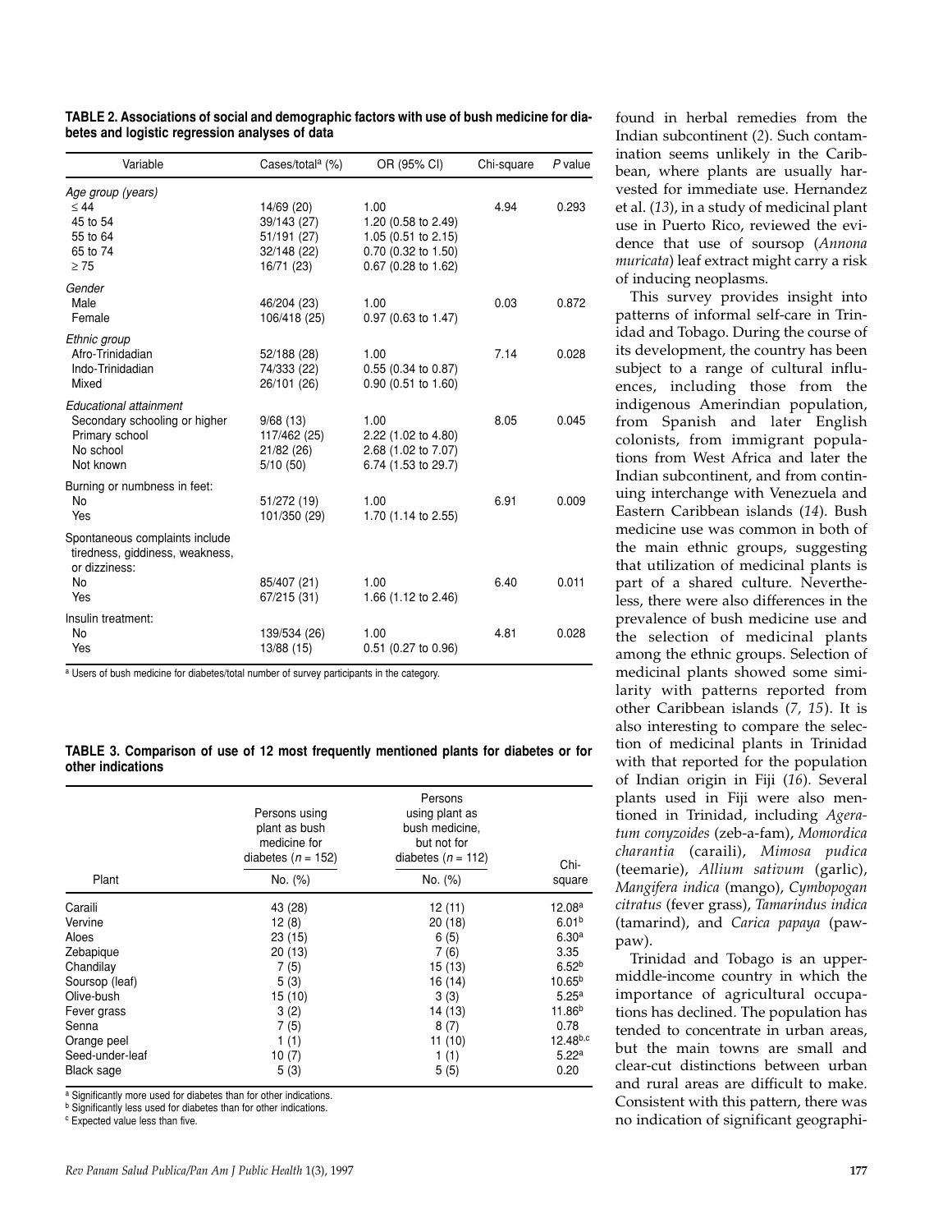**TABLE 2. Associations of social and demographic factors with use of bush medicine for diabetes and logistic regression analyses of data**

| Variable | Cases/total[a] (%) | OR (95% CI) | Chi-square | *P* value |
|---|---|---|---|---|
| *Age group (years)* | | | | |
| ≤ 44 | 14/69 (20) | 1.00 | 4.94 | 0.293 |
| 45 to 54 | 39/143 (27) | 1.20 (0.58 to 2.49) | | |
| 55 to 64 | 51/191 (27) | 1.05 (0.51 to 2.15) | | |
| 65 to 74 | 32/148 (22) | 0.70 (0.32 to 1.50) | | |
| ≥ 75 | 16/71 (23) | 0.67 (0.28 to 1.62) | | |
| *Gender* | | | | |
| Male | 46/204 (23) | 1.00 | 0.03 | 0.872 |
| Female | 106/418 (25) | 0.97 (0.63 to 1.47) | | |
| *Ethnic group* | | | | |
| Afro-Trinidadian | 52/188 (28) | 1.00 | 7.14 | 0.028 |
| Indo-Trinidadian | 74/333 (22) | 0.55 (0.34 to 0.87) | | |
| Mixed | 26/101 (26) | 0.90 (0.51 to 1.60) | | |
| *Educational attainment* | | | | |
| Secondary schooling or higher | 9/68 (13) | 1.00 | 8.05 | 0.045 |
| Primary school | 117/462 (25) | 2.22 (1.02 to 4.80) | | |
| No school | 21/82 (26) | 2.68 (1.02 to 7.07) | | |
| Not known | 5/10 (50) | 6.74 (1.53 to 29.7) | | |
| Burning or numbness in feet: | | | | |
| No | 51/272 (19) | 1.00 | 6.91 | 0.009 |
| Yes | 101/350 (29) | 1.70 (1.14 to 2.55) | | |
| Spontaneous complaints include tiredness, giddiness, weakness, or dizziness: | | | | |
| No | 85/407 (21) | 1.00 | 6.40 | 0.011 |
| Yes | 67/215 (31) | 1.66 (1.12 to 2.46) | | |
| Insulin treatment: | | | | |
| No | 139/534 (26) | 1.00 | 4.81 | 0.028 |
| Yes | 13/88 (15) | 0.51 (0.27 to 0.96) | | |

[a] Users of bush medicine for diabetes/total number of survey participants in the category.

**TABLE 3. Comparison of use of 12 most frequently mentioned plants for diabetes or for other indications**

| Plant | Persons using plant as bush medicine for diabetes (*n* = 152) No. (%) | Persons using plant as bush medicine, but not for diabetes (*n* = 112) No. (%) | Chi-square |
|---|---|---|---|
| Caraili | 43 (28) | 12 (11) | 12.08[a] |
| Vervine | 12 (8) | 20 (18) | 6.01[b] |
| Aloes | 23 (15) | 6 (5) | 6.30[a] |
| Zebapique | 20 (13) | 7 (6) | 3.35 |
| Chandilay | 7 (5) | 15 (13) | 6.52[b] |
| Soursop (leaf) | 5 (3) | 16 (14) | 10.65[b] |
| Olive-bush | 15 (10) | 3 (3) | 5.25[a] |
| Fever grass | 3 (2) | 14 (13) | 11.86[b] |
| Senna | 7 (5) | 8 (7) | 0.78 |
| Orange peel | 1 (1) | 11 (10) | 12.48[b,c] |
| Seed-under-leaf | 10 (7) | 1 (1) | 5.22[a] |
| Black sage | 5 (3) | 5 (5) | 0.20 |

[a] Significantly more used for diabetes than for other indications.
[b] Significantly less used for diabetes than for other indications.
[c] Expected value less than five.

found in herbal remedies from the Indian subcontinent (*2*). Such contamination seems unlikely in the Caribbean, where plants are usually harvested for immediate use. Hernandez et al. (*13*), in a study of medicinal plant use in Puerto Rico, reviewed the evidence that use of soursop (*Annona muricata*) leaf extract might carry a risk of inducing neoplasms.

This survey provides insight into patterns of informal self-care in Trinidad and Tobago. During the course of its development, the country has been subject to a range of cultural influences, including those from the indigenous Amerindian population, from Spanish and later English colonists, from immigrant populations from West Africa and later the Indian subcontinent, and from continuing interchange with Venezuela and Eastern Caribbean islands (*14*). Bush medicine use was common in both of the main ethnic groups, suggesting that utilization of medicinal plants is part of a shared culture. Nevertheless, there were also differences in the prevalence of bush medicine use and the selection of medicinal plants among the ethnic groups. Selection of medicinal plants showed some similarity with patterns reported from other Caribbean islands (*7, 15*). It is also interesting to compare the selection of medicinal plants in Trinidad with that reported for the population of Indian origin in Fiji (*16*). Several plants used in Fiji were also mentioned in Trinidad, including *Ageratum conyzoides* (zeb-a-fam), *Momordica charantia* (caraili), *Mimosa pudica* (teemarie), *Allium sativum* (garlic), *Mangifera indica* (mango), *Cymbopogan citratus* (fever grass), *Tamarindus indica* (tamarind), and *Carica papaya* (pawpaw).

Trinidad and Tobago is an upper-middle-income country in which the importance of agricultural occupations has declined. The population has tended to concentrate in urban areas, but the main towns are small and clear-cut distinctions between urban and rural areas are difficult to make. Consistent with this pattern, there was no indication of significant geographi-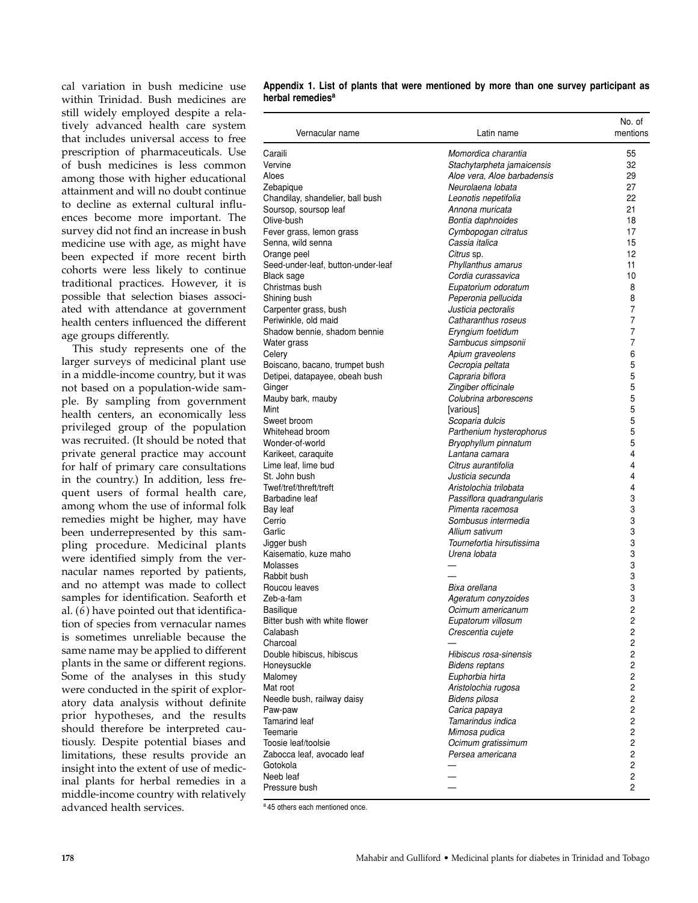cal variation in bush medicine use within Trinidad. Bush medicines are still widely employed despite a relatively advanced health care system that includes universal access to free prescription of pharmaceuticals. Use of bush medicines is less common among those with higher educational attainment and will no doubt continue to decline as external cultural influences become more important. The survey did not find an increase in bush medicine use with age, as might have been expected if more recent birth cohorts were less likely to continue traditional practices. However, it is possible that selection biases associated with attendance at government health centers influenced the different age groups differently.

This study represents one of the larger surveys of medicinal plant use in a middle-income country, but it was not based on a population-wide sample. By sampling from government health centers, an economically less privileged group of the population was recruited. (It should be noted that private general practice may account for half of primary care consultations in the country.) In addition, less frequent users of formal health care, among whom the use of informal folk remedies might be higher, may have been underrepresented by this sampling procedure. Medicinal plants were identified simply from the vernacular names reported by patients, and no attempt was made to collect samples for identification. Seaforth et al. (*6*) have pointed out that identification of species from vernacular names is sometimes unreliable because the same name may be applied to different plants in the same or different regions. Some of the analyses in this study were conducted in the spirit of exploratory data analysis without definite prior hypotheses, and the results should therefore be interpreted cautiously. Despite potential biases and limitations, these results provide an insight into the extent of use of medicinal plants for herbal remedies in a middle-income country with relatively advanced health services.

**Appendix 1. List of plants that were mentioned by more than one survey participant as herbal remedies[a]**

| Vernacular name | Latin name | No. of mentions |
|---|---|---|
| Caraili | *Momordica charantia* | 55 |
| Vervine | *Stachytarpheta jamaicensis* | 32 |
| Aloes | *Aloe vera, Aloe barbadensis* | 29 |
| Zebapique | *Neurolaena lobata* | 27 |
| Chandilay, shandelier, ball bush | *Leonotis nepetifolia* | 22 |
| Soursop, soursop leaf | *Annona muricata* | 21 |
| Olive-bush | *Bontia daphnoides* | 18 |
| Fever grass, lemon grass | *Cymbopogan citratus* | 17 |
| Senna, wild senna | *Cassia italica* | 15 |
| Orange peel | *Citrus* sp. | 12 |
| Seed-under-leaf, button-under-leaf | *Phyllanthus amarus* | 11 |
| Black sage | *Cordia curassavica* | 10 |
| Christmas bush | *Eupatorium odoratum* | 8 |
| Shining bush | *Peperonia pellucida* | 8 |
| Carpenter grass, bush | *Justicia pectoralis* | 7 |
| Periwinkle, old maid | *Catharanthus roseus* | 7 |
| Shadow bennie, shadom bennie | *Eryngium foetidum* | 7 |
| Water grass | *Sambucus simpsonii* | 7 |
| Celery | *Apium graveolens* | 6 |
| Boiscano, bacano, trumpet bush | *Cecropia peltata* | 5 |
| Detipei, datapayee, obeah bush | *Capraria biflora* | 5 |
| Ginger | *Zingiber officinale* | 5 |
| Mauby bark, mauby | *Colubrina arborescens* | 5 |
| Mint | [various] | 5 |
| Sweet broom | *Scoparia dulcis* | 5 |
| Whitehead broom | *Parthenium hysterophorus* | 5 |
| Wonder-of-world | *Bryophyllum pinnatum* | 5 |
| Karikeet, caraquite | *Lantana camara* | 4 |
| Lime leaf, lime bud | *Citrus aurantifolia* | 4 |
| St. John bush | *Justicia secunda* | 4 |
| Twef/tref/threft/treft | *Aristolochia trilobata* | 4 |
| Barbadine leaf | *Passiflora quadrangularis* | 3 |
| Bay leaf | *Pimenta racemosa* | 3 |
| Cerrio | *Sombusus intermedia* | 3 |
| Garlic | *Allium sativum* | 3 |
| Jigger bush | *Tournefortia hirsutissima* | 3 |
| Kaisematio, kuze maho | *Urena lobata* | 3 |
| Molasses | — | 3 |
| Rabbit bush | — | 3 |
| Roucou leaves | *Bixa orellana* | 3 |
| Zeb-a-fam | *Ageratum conyzoides* | 3 |
| Basilique | *Ocimum americanum* | 2 |
| Bitter bush with white flower | *Eupatorum villosum* | 2 |
| Calabash | *Crescentia cujete* | 2 |
| Charcoal | — | 2 |
| Double hibiscus, hibiscus | *Hibiscus rosa-sinensis* | 2 |
| Honeysuckle | *Bidens reptans* | 2 |
| Malomey | *Euphorbia hirta* | 2 |
| Mat root | *Aristolochia rugosa* | 2 |
| Needle bush, railway daisy | *Bidens pilosa* | 2 |
| Paw-paw | *Carica papaya* | 2 |
| Tamarind leaf | *Tamarindus indica* | 2 |
| Teemarie | *Mimosa pudica* | 2 |
| Toosie leaf/toolsie | *Ocimum gratissimum* | 2 |
| Zabocca leaf, avocado leaf | *Persea americana* | 2 |
| Gotokola | — | 2 |
| Neeb leaf | — | 2 |
| Pressure bush | — | 2 |

[a] 45 others each mentioned once.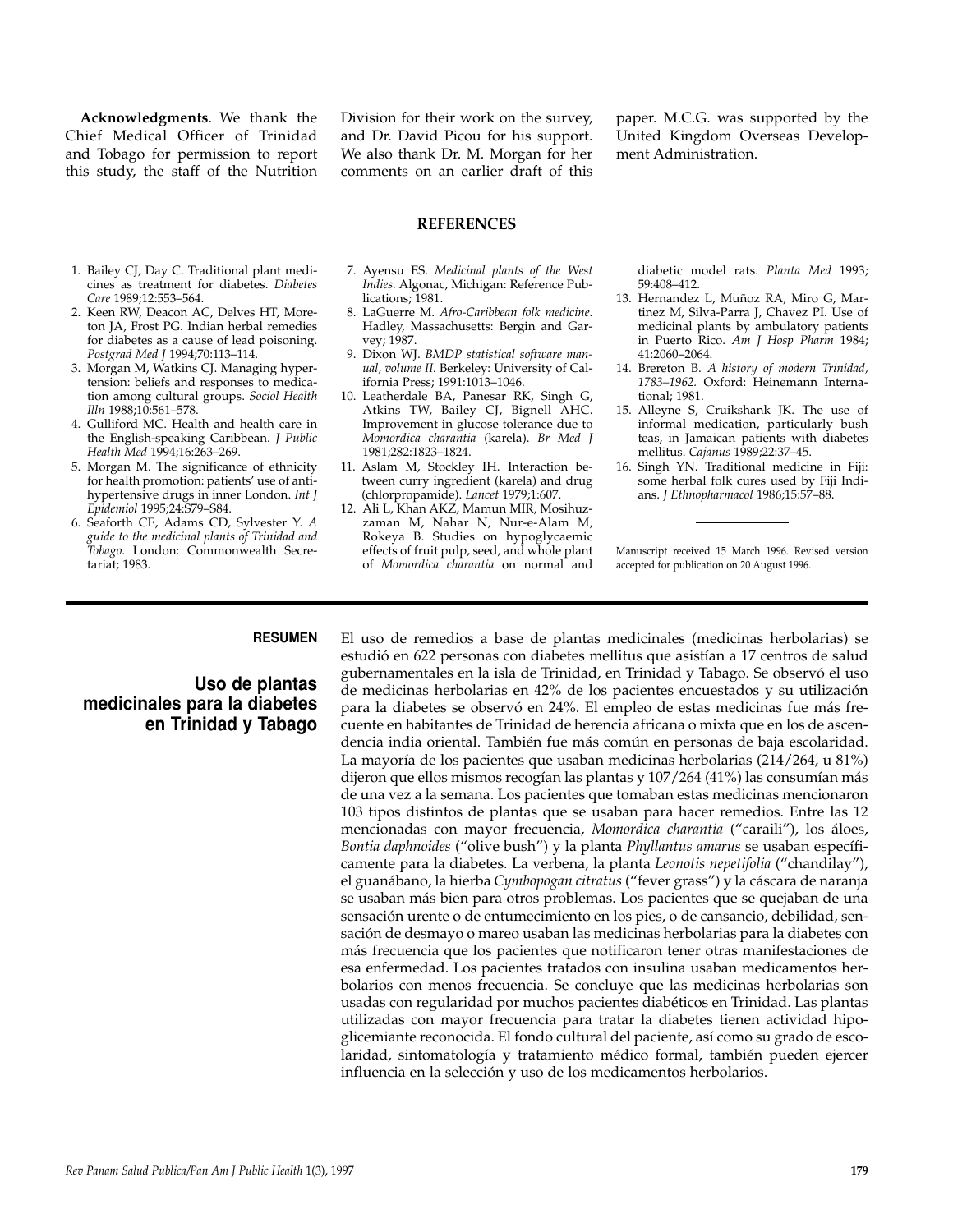**Acknowledgments**. We thank the Chief Medical Officer of Trinidad and Tobago for permission to report this study, the staff of the Nutrition Division for their work on the survey, and Dr. David Picou for his support. We also thank Dr. M. Morgan for her comments on an earlier draft of this paper. M.C.G. was supported by the United Kingdom Overseas Development Administration.

## REFERENCES

1. Bailey CJ, Day C. Traditional plant medicines as treatment for diabetes. *Diabetes Care* 1989;12:553–564.
2. Keen RW, Deacon AC, Delves HT, Moreton JA, Frost PG. Indian herbal remedies for diabetes as a cause of lead poisoning. *Postgrad Med J* 1994;70:113–114.
3. Morgan M, Watkins CJ. Managing hypertension: beliefs and responses to medication among cultural groups. *Sociol Health Illn* 1988;10:561–578.
4. Gulliford MC. Health and health care in the English-speaking Caribbean. *J Public Health Med* 1994;16:263–269.
5. Morgan M. The significance of ethnicity for health promotion: patients' use of antihypertensive drugs in inner London. *Int J Epidemiol* 1995;24:S79–S84.
6. Seaforth CE, Adams CD, Sylvester Y. *A guide to the medicinal plants of Trinidad and Tobago.* London: Commonwealth Secretariat; 1983.
7. Ayensu ES. *Medicinal plants of the West Indies.* Algonac, Michigan: Reference Publications; 1981.
8. LaGuerre M. *Afro-Caribbean folk medicine.* Hadley, Massachusetts: Bergin and Garvey; 1987.
9. Dixon WJ. *BMDP statistical software manual, volume II.* Berkeley: University of California Press; 1991:1013–1046.
10. Leatherdale BA, Panesar RK, Singh G, Atkins TW, Bailey CJ, Bignell AHC. Improvement in glucose tolerance due to *Momordica charantia* (karela). *Br Med J* 1981;282:1823–1824.
11. Aslam M, Stockley IH. Interaction between curry ingredient (karela) and drug (chlorpropamide). *Lancet* 1979;1:607.
12. Ali L, Khan AKZ, Mamun MIR, Mosihuzzaman M, Nahar N, Nur-e-Alam M, Rokeya B. Studies on hypoglycaemic effects of fruit pulp, seed, and whole plant of *Momordica charantia* on normal and diabetic model rats. *Planta Med* 1993; 59:408–412.
13. Hernandez L, Muñoz RA, Miro G, Martinez M, Silva-Parra J, Chavez PI. Use of medicinal plants by ambulatory patients in Puerto Rico. *Am J Hosp Pharm* 1984; 41:2060–2064.
14. Brereton B. *A history of modern Trinidad, 1783–1962.* Oxford: Heinemann International; 1981.
15. Alleyne S, Cruikshank JK. The use of informal medication, particularly bush teas, in Jamaican patients with diabetes mellitus. *Cajanus* 1989;22:37–45.
16. Singh YN. Traditional medicine in Fiji: some herbal folk cures used by Fiji Indians. *J Ethnopharmacol* 1986;15:57–88.

Manuscript received 15 March 1996. Revised version accepted for publication on 20 August 1996.

---

**RESUMEN**

## Uso de plantas medicinales para la diabetes en Trinidad y Tabago

El uso de remedios a base de plantas medicinales (medicinas herbolarias) se estudió en 622 personas con diabetes mellitus que asistían a 17 centros de salud gubernamentales en la isla de Trinidad, en Trinidad y Tabago. Se observó el uso de medicinas herbolarias en 42% de los pacientes encuestados y su utilización para la diabetes se observó en 24%. El empleo de estas medicinas fue más frecuente en habitantes de Trinidad de herencia africana o mixta que en los de ascendencia india oriental. También fue más común en personas de baja escolaridad. La mayoría de los pacientes que usaban medicinas herbolarias (214/264, u 81%) dijeron que ellos mismos recogían las plantas y 107/264 (41%) las consumían más de una vez a la semana. Los pacientes que tomaban estas medicinas mencionaron 103 tipos distintos de plantas que se usaban para hacer remedios. Entre las 12 mencionadas con mayor frecuencia, *Momordica charantia* ("caraili"), los áloes, *Bontia daphnoides* ("olive bush") y la planta *Phyllantus amarus* se usaban específicamente para la diabetes. La verbena, la planta *Leonotis nepetifolia* ("chandilay"), el guanábano, la hierba *Cymbopogan citratus* ("fever grass") y la cáscara de naranja se usaban más bien para otros problemas. Los pacientes que se quejaban de una sensación urente o de entumecimiento en los pies, o de cansancio, debilidad, sensación de desmayo o mareo usaban las medicinas herbolarias para la diabetes con más frecuencia que los pacientes que notificaron tener otras manifestaciones de esa enfermedad. Los pacientes tratados con insulina usaban medicamentos herbolarios con menos frecuencia. Se concluye que las medicinas herbolarias son usadas con regularidad por muchos pacientes diabéticos en Trinidad. Las plantas utilizadas con mayor frecuencia para tratar la diabetes tienen actividad hipoglicemiante reconocida. El fondo cultural del paciente, así como su grado de escolaridad, sintomatología y tratamiento médico formal, también pueden ejercer influencia en la selección y uso de los medicamentos herbolarios.